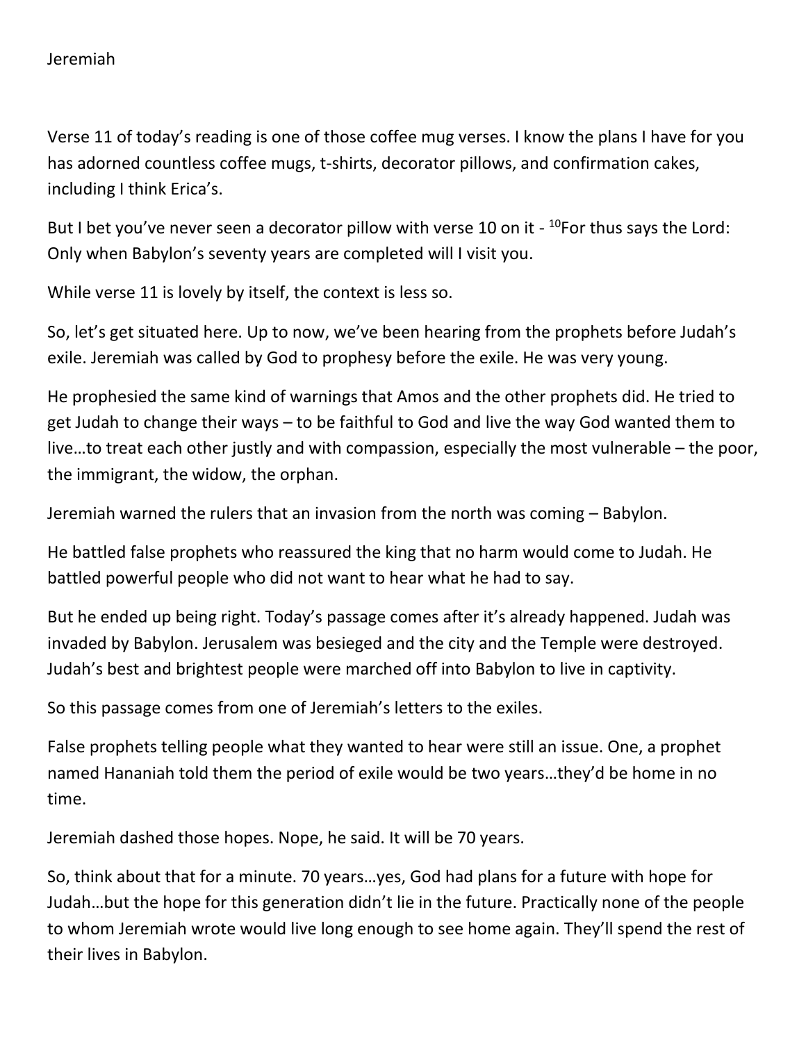Jeremiah

Verse 11 of today's reading is one of those coffee mug verses. I know the plans I have for you has adorned countless coffee mugs, t-shirts, decorator pillows, and confirmation cakes, including I think Erica's.

But I bet you've never seen a decorator pillow with verse 10 on it - [10]For thus says the Lord: Only when Babylon's seventy years are completed will I visit you.

While verse 11 is lovely by itself, the context is less so.

So, let's get situated here. Up to now, we've been hearing from the prophets before Judah's exile. Jeremiah was called by God to prophesy before the exile. He was very young.

He prophesied the same kind of warnings that Amos and the other prophets did. He tried to get Judah to change their ways – to be faithful to God and live the way God wanted them to live…to treat each other justly and with compassion, especially the most vulnerable – the poor, the immigrant, the widow, the orphan.

Jeremiah warned the rulers that an invasion from the north was coming – Babylon.

He battled false prophets who reassured the king that no harm would come to Judah. He battled powerful people who did not want to hear what he had to say.

But he ended up being right. Today's passage comes after it's already happened. Judah was invaded by Babylon. Jerusalem was besieged and the city and the Temple were destroyed. Judah's best and brightest people were marched off into Babylon to live in captivity.

So this passage comes from one of Jeremiah's letters to the exiles.

False prophets telling people what they wanted to hear were still an issue. One, a prophet named Hananiah told them the period of exile would be two years…they'd be home in no time.

Jeremiah dashed those hopes. Nope, he said. It will be 70 years.

So, think about that for a minute. 70 years…yes, God had plans for a future with hope for Judah…but the hope for this generation didn't lie in the future. Practically none of the people to whom Jeremiah wrote would live long enough to see home again. They'll spend the rest of their lives in Babylon.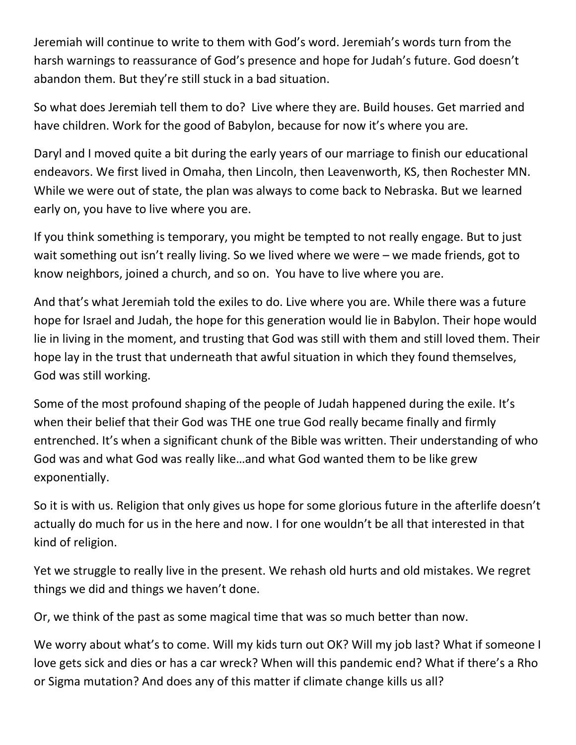Jeremiah will continue to write to them with God's word. Jeremiah's words turn from the harsh warnings to reassurance of God's presence and hope for Judah's future. God doesn't abandon them. But they're still stuck in a bad situation.

So what does Jeremiah tell them to do? Live where they are. Build houses. Get married and have children. Work for the good of Babylon, because for now it's where you are.

Daryl and I moved quite a bit during the early years of our marriage to finish our educational endeavors. We first lived in Omaha, then Lincoln, then Leavenworth, KS, then Rochester MN. While we were out of state, the plan was always to come back to Nebraska. But we learned early on, you have to live where you are.

If you think something is temporary, you might be tempted to not really engage. But to just wait something out isn't really living. So we lived where we were – we made friends, got to know neighbors, joined a church, and so on. You have to live where you are.

And that's what Jeremiah told the exiles to do. Live where you are. While there was a future hope for Israel and Judah, the hope for this generation would lie in Babylon. Their hope would lie in living in the moment, and trusting that God was still with them and still loved them. Their hope lay in the trust that underneath that awful situation in which they found themselves, God was still working.

Some of the most profound shaping of the people of Judah happened during the exile. It's when their belief that their God was THE one true God really became finally and firmly entrenched. It's when a significant chunk of the Bible was written. Their understanding of who God was and what God was really like…and what God wanted them to be like grew exponentially.

So it is with us. Religion that only gives us hope for some glorious future in the afterlife doesn't actually do much for us in the here and now. I for one wouldn't be all that interested in that kind of religion.

Yet we struggle to really live in the present. We rehash old hurts and old mistakes. We regret things we did and things we haven't done.

Or, we think of the past as some magical time that was so much better than now.

We worry about what's to come. Will my kids turn out OK? Will my job last? What if someone I love gets sick and dies or has a car wreck? When will this pandemic end? What if there's a Rho or Sigma mutation? And does any of this matter if climate change kills us all?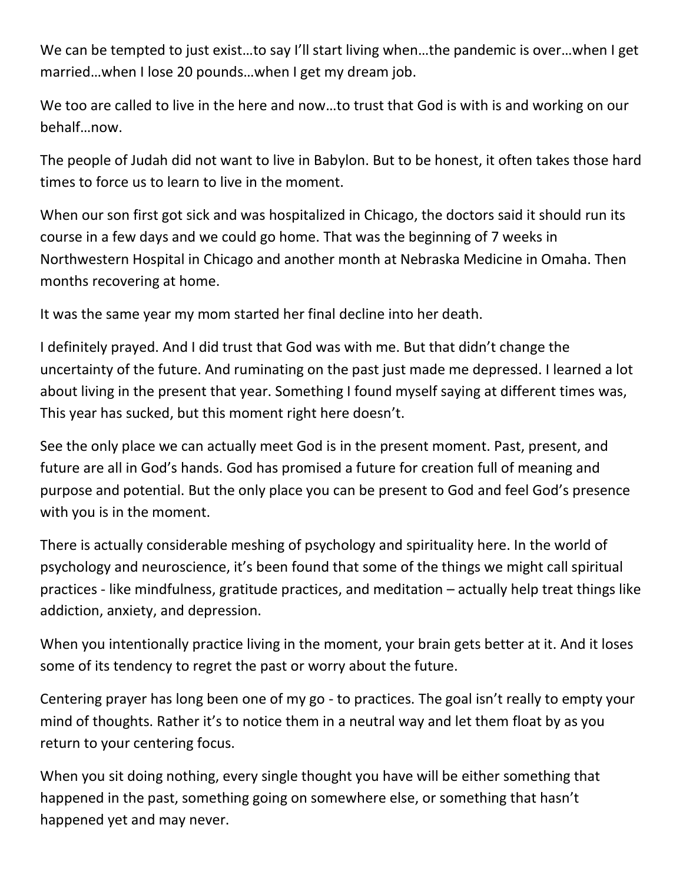We can be tempted to just exist…to say I'll start living when…the pandemic is over…when I get married…when I lose 20 pounds…when I get my dream job.

We too are called to live in the here and now…to trust that God is with is and working on our behalf…now.

The people of Judah did not want to live in Babylon. But to be honest, it often takes those hard times to force us to learn to live in the moment.

When our son first got sick and was hospitalized in Chicago, the doctors said it should run its course in a few days and we could go home. That was the beginning of 7 weeks in Northwestern Hospital in Chicago and another month at Nebraska Medicine in Omaha. Then months recovering at home.

It was the same year my mom started her final decline into her death.

I definitely prayed. And I did trust that God was with me. But that didn't change the uncertainty of the future. And ruminating on the past just made me depressed. I learned a lot about living in the present that year. Something I found myself saying at different times was, This year has sucked, but this moment right here doesn't.

See the only place we can actually meet God is in the present moment. Past, present, and future are all in God's hands. God has promised a future for creation full of meaning and purpose and potential. But the only place you can be present to God and feel God's presence with you is in the moment.

There is actually considerable meshing of psychology and spirituality here. In the world of psychology and neuroscience, it's been found that some of the things we might call spiritual practices - like mindfulness, gratitude practices, and meditation – actually help treat things like addiction, anxiety, and depression.

When you intentionally practice living in the moment, your brain gets better at it. And it loses some of its tendency to regret the past or worry about the future.

Centering prayer has long been one of my go - to practices. The goal isn't really to empty your mind of thoughts. Rather it's to notice them in a neutral way and let them float by as you return to your centering focus.

When you sit doing nothing, every single thought you have will be either something that happened in the past, something going on somewhere else, or something that hasn't happened yet and may never.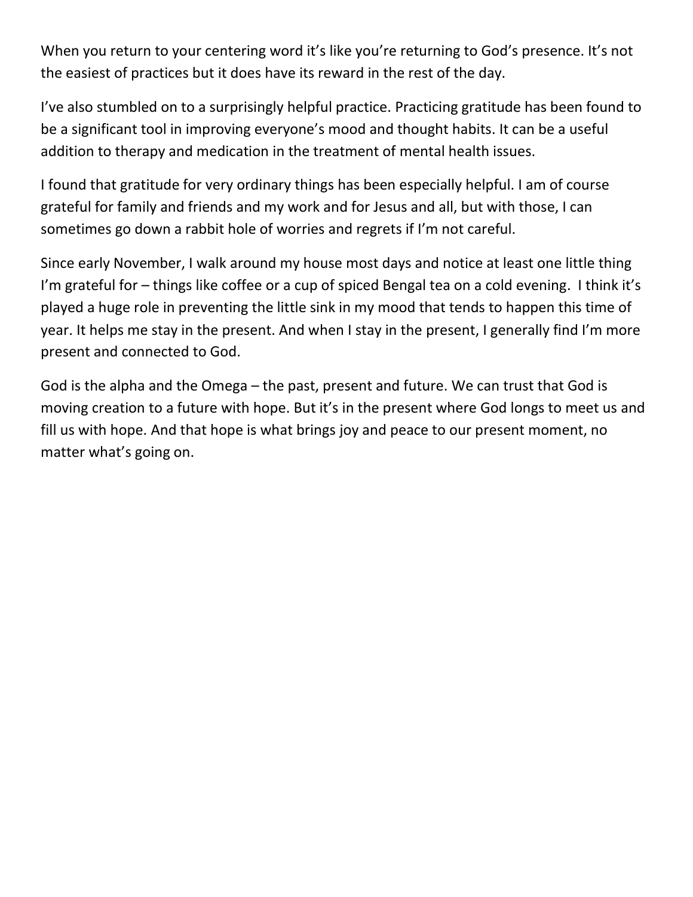When you return to your centering word it's like you're returning to God's presence. It's not the easiest of practices but it does have its reward in the rest of the day.

I've also stumbled on to a surprisingly helpful practice. Practicing gratitude has been found to be a significant tool in improving everyone's mood and thought habits. It can be a useful addition to therapy and medication in the treatment of mental health issues.

I found that gratitude for very ordinary things has been especially helpful. I am of course grateful for family and friends and my work and for Jesus and all, but with those, I can sometimes go down a rabbit hole of worries and regrets if I'm not careful.

Since early November, I walk around my house most days and notice at least one little thing I'm grateful for – things like coffee or a cup of spiced Bengal tea on a cold evening.  I think it's played a huge role in preventing the little sink in my mood that tends to happen this time of year. It helps me stay in the present. And when I stay in the present, I generally find I'm more present and connected to God.

God is the alpha and the Omega – the past, present and future. We can trust that God is moving creation to a future with hope. But it's in the present where God longs to meet us and fill us with hope. And that hope is what brings joy and peace to our present moment, no matter what's going on.